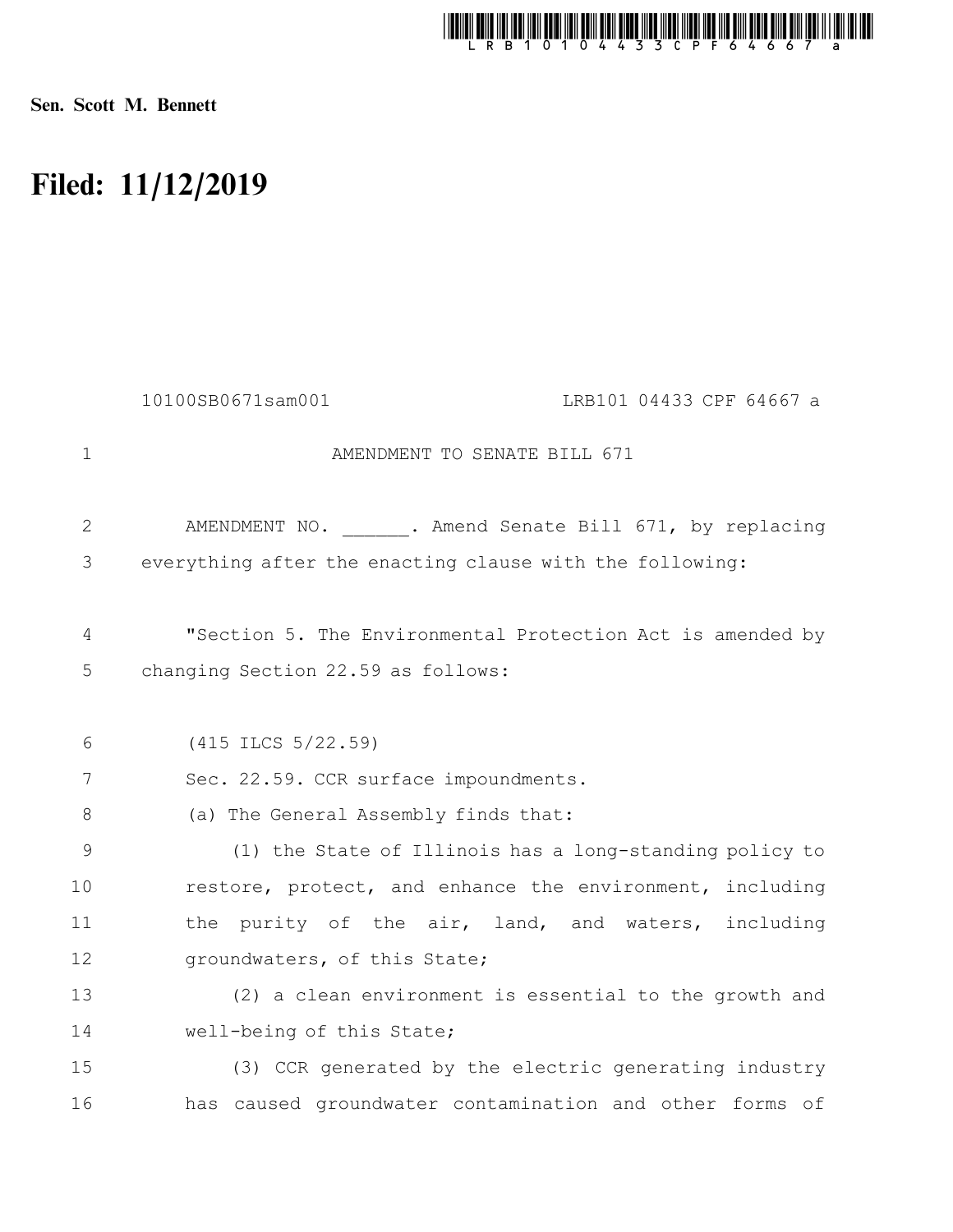**Sen. Scott M. Bennett**

# Filed: 11/12/2019

10100SB0671sam001 LRB101 04433 CPF 64667 a

AMENDMENT TO SENATE BILL 671

AMENDMENT NO. ______. Amend Senate Bill 671, by replacing everything after the enacting clause with the following:

"Section 5. The Environmental Protection Act is amended by changing Section 22.59 as follows:

(415 ILCS 5/22.59)

Sec. 22.59. CCR surface impoundments.

(a) The General Assembly finds that:

(1) the State of Illinois has a long-standing policy to restore, protect, and enhance the environment, including the purity of the air, land, and waters, including groundwaters, of this State;

(2) a clean environment is essential to the growth and well-being of this State;

(3) CCR generated by the electric generating industry has caused groundwater contamination and other forms of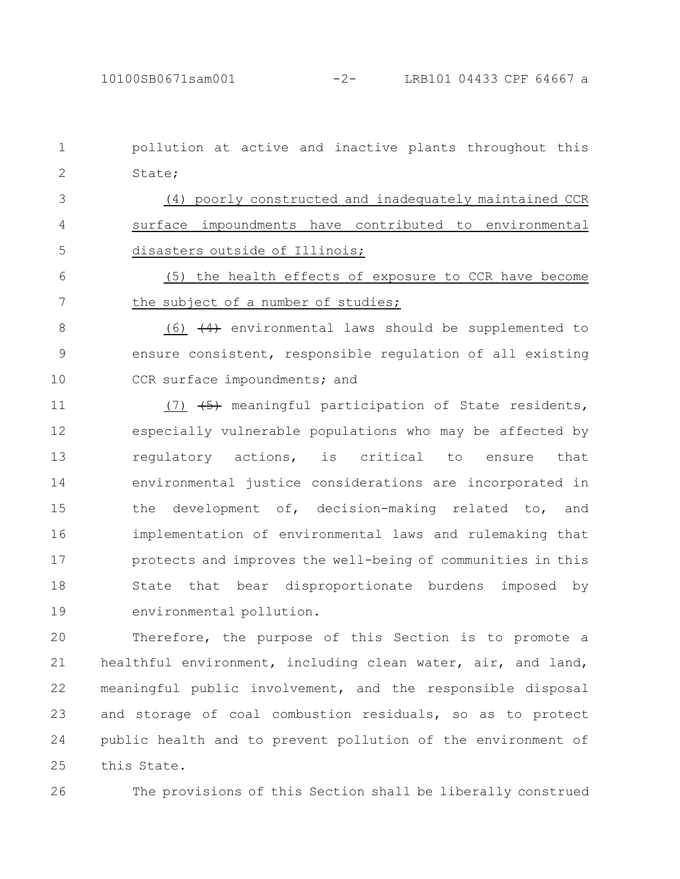pollution at active and inactive plants throughout this State;

(4) poorly constructed and inadequately maintained CCR surface impoundments have contributed to environmental disasters outside of Illinois;

(5) the health effects of exposure to CCR have become the subject of a number of studies;

(6) ~~(4)~~ environmental laws should be supplemented to ensure consistent, responsible regulation of all existing CCR surface impoundments; and

(7) ~~(5)~~ meaningful participation of State residents, especially vulnerable populations who may be affected by regulatory actions, is critical to ensure that environmental justice considerations are incorporated in the development of, decision-making related to, and implementation of environmental laws and rulemaking that protects and improves the well-being of communities in this State that bear disproportionate burdens imposed by environmental pollution.

Therefore, the purpose of this Section is to promote a healthful environment, including clean water, air, and land, meaningful public involvement, and the responsible disposal and storage of coal combustion residuals, so as to protect public health and to prevent pollution of the environment of this State.

The provisions of this Section shall be liberally construed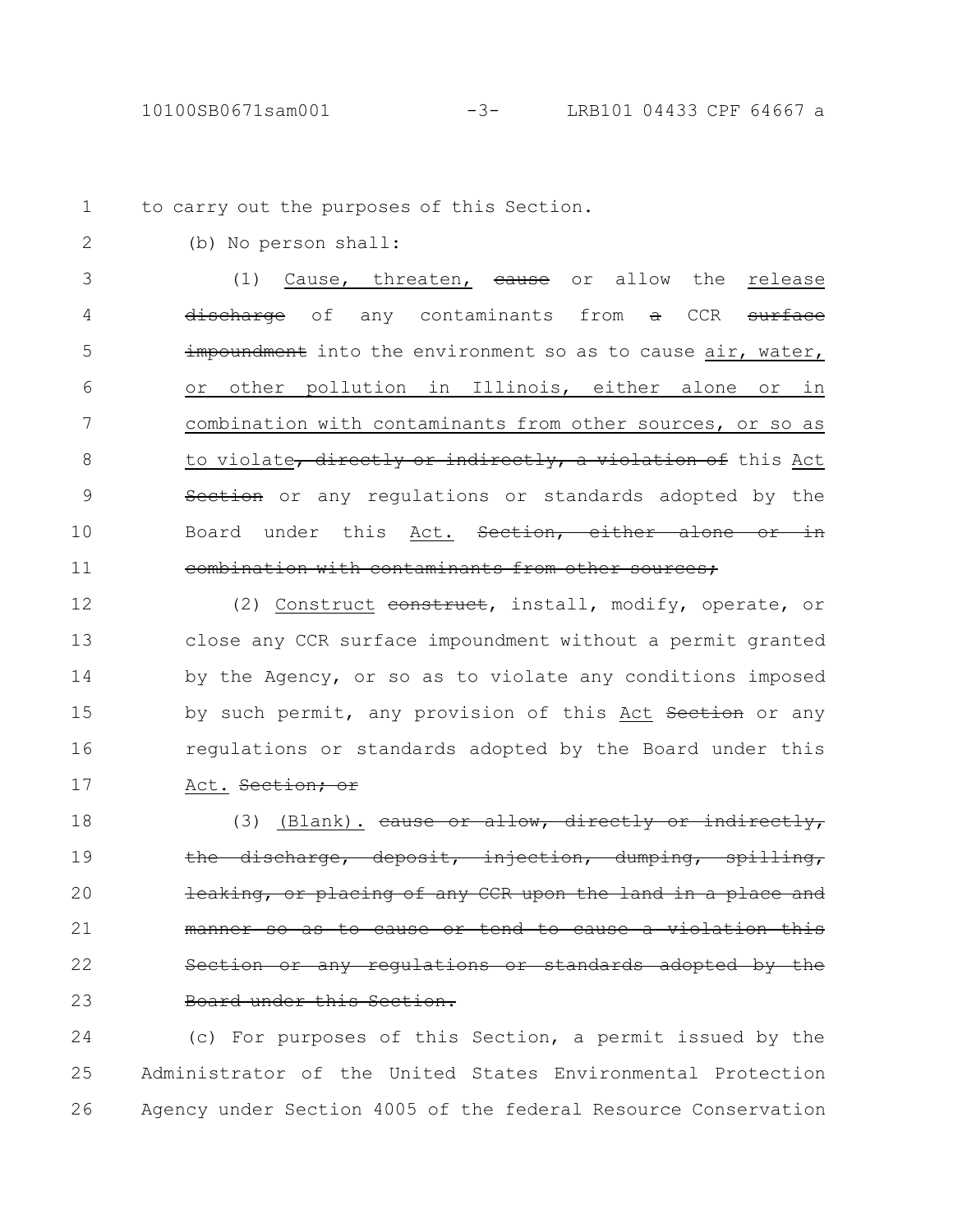to carry out the purposes of this Section.

(b) No person shall:

(1) Cause, threaten, ~~cause~~ or allow the release ~~discharge~~ of any contaminants from ~~a~~ CCR ~~surface impoundment~~ into the environment so as to cause air, water, or other pollution in Illinois, either alone or in combination with contaminants from other sources, or so as to violate~~, directly or indirectly, a violation of~~ this Act ~~Section~~ or any regulations or standards adopted by the Board under this Act. ~~Section, either alone or in combination with contaminants from other sources;~~

(2) Construct ~~construct~~, install, modify, operate, or close any CCR surface impoundment without a permit granted by the Agency, or so as to violate any conditions imposed by such permit, any provision of this Act ~~Section~~ or any regulations or standards adopted by the Board under this Act. ~~Section; or~~

(3) (Blank). ~~cause or allow, directly or indirectly, the discharge, deposit, injection, dumping, spilling, leaking, or placing of any CCR upon the land in a place and manner so as to cause or tend to cause a violation this Section or any regulations or standards adopted by the Board under this Section.~~

(c) For purposes of this Section, a permit issued by the Administrator of the United States Environmental Protection Agency under Section 4005 of the federal Resource Conservation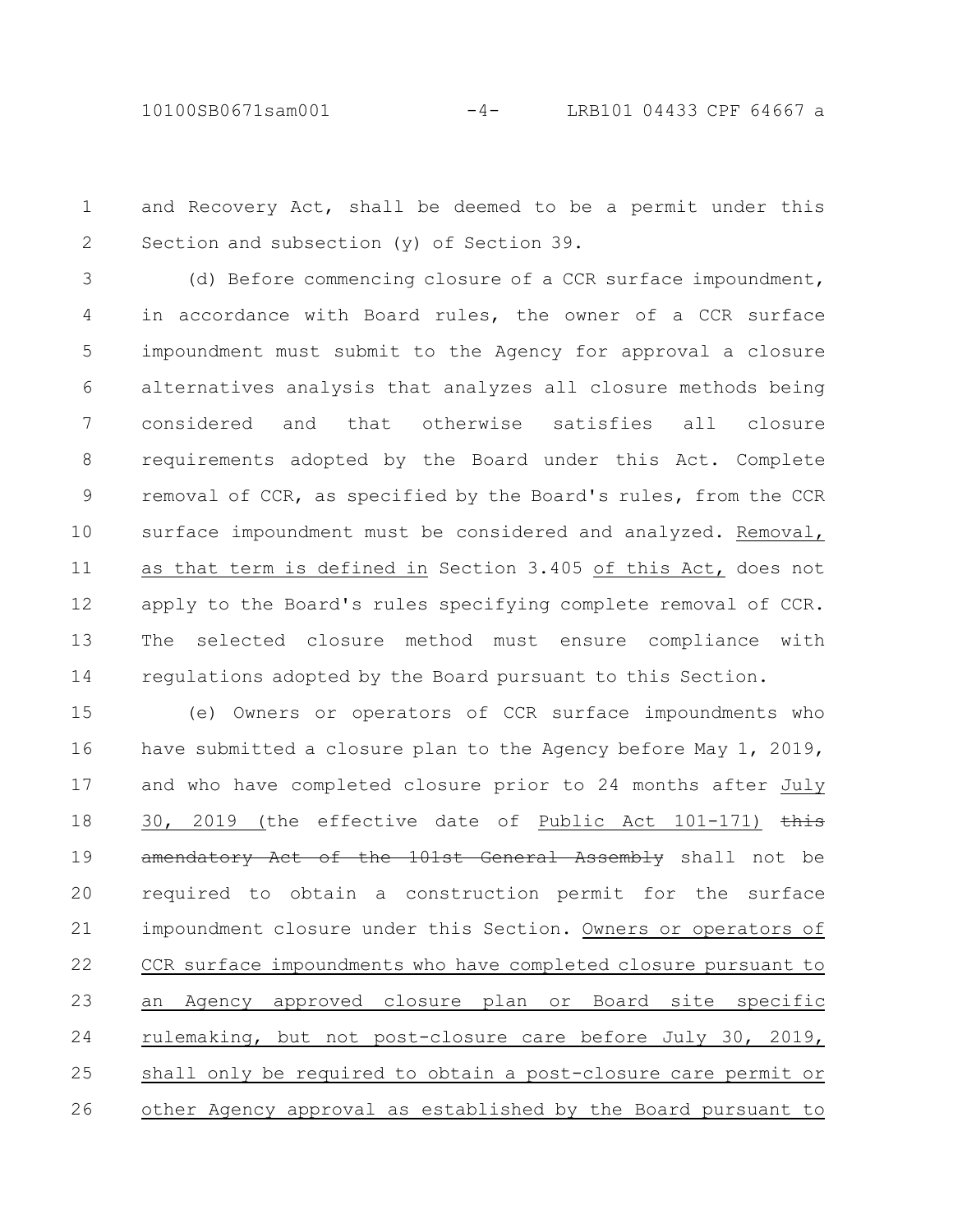and Recovery Act, shall be deemed to be a permit under this Section and subsection (y) of Section 39.

(d) Before commencing closure of a CCR surface impoundment, in accordance with Board rules, the owner of a CCR surface impoundment must submit to the Agency for approval a closure alternatives analysis that analyzes all closure methods being considered and that otherwise satisfies all closure requirements adopted by the Board under this Act. Complete removal of CCR, as specified by the Board's rules, from the CCR surface impoundment must be considered and analyzed. Removal, as that term is defined in Section 3.405 of this Act, does not apply to the Board's rules specifying complete removal of CCR. The selected closure method must ensure compliance with regulations adopted by the Board pursuant to this Section.

(e) Owners or operators of CCR surface impoundments who have submitted a closure plan to the Agency before May 1, 2019, and who have completed closure prior to 24 months after July 30, 2019 (the effective date of Public Act 101-171) ~~this amendatory Act of the 101st General Assembly~~ shall not be required to obtain a construction permit for the surface impoundment closure under this Section. Owners or operators of CCR surface impoundments who have completed closure pursuant to an Agency approved closure plan or Board site specific rulemaking, but not post-closure care before July 30, 2019, shall only be required to obtain a post-closure care permit or other Agency approval as established by the Board pursuant to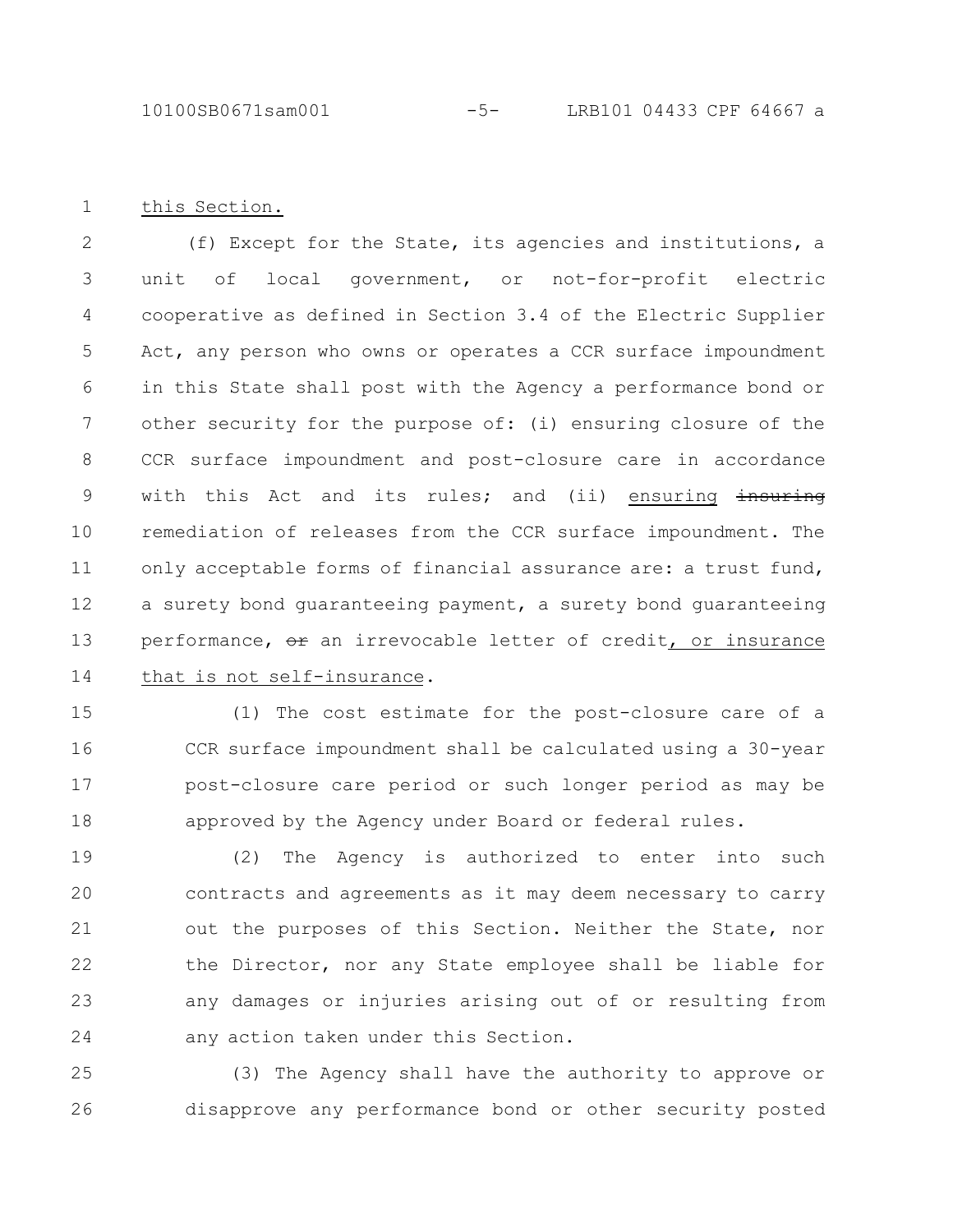this Section.

(f) Except for the State, its agencies and institutions, a unit of local government, or not-for-profit electric cooperative as defined in Section 3.4 of the Electric Supplier Act, any person who owns or operates a CCR surface impoundment in this State shall post with the Agency a performance bond or other security for the purpose of: (i) ensuring closure of the CCR surface impoundment and post-closure care in accordance with this Act and its rules; and (ii) ensuring ~~insuring~~ remediation of releases from the CCR surface impoundment. The only acceptable forms of financial assurance are: a trust fund, a surety bond guaranteeing payment, a surety bond guaranteeing performance, ~~or~~ an irrevocable letter of credit, or insurance that is not self-insurance.

(1) The cost estimate for the post-closure care of a CCR surface impoundment shall be calculated using a 30-year post-closure care period or such longer period as may be approved by the Agency under Board or federal rules.

(2) The Agency is authorized to enter into such contracts and agreements as it may deem necessary to carry out the purposes of this Section. Neither the State, nor the Director, nor any State employee shall be liable for any damages or injuries arising out of or resulting from any action taken under this Section.

(3) The Agency shall have the authority to approve or disapprove any performance bond or other security posted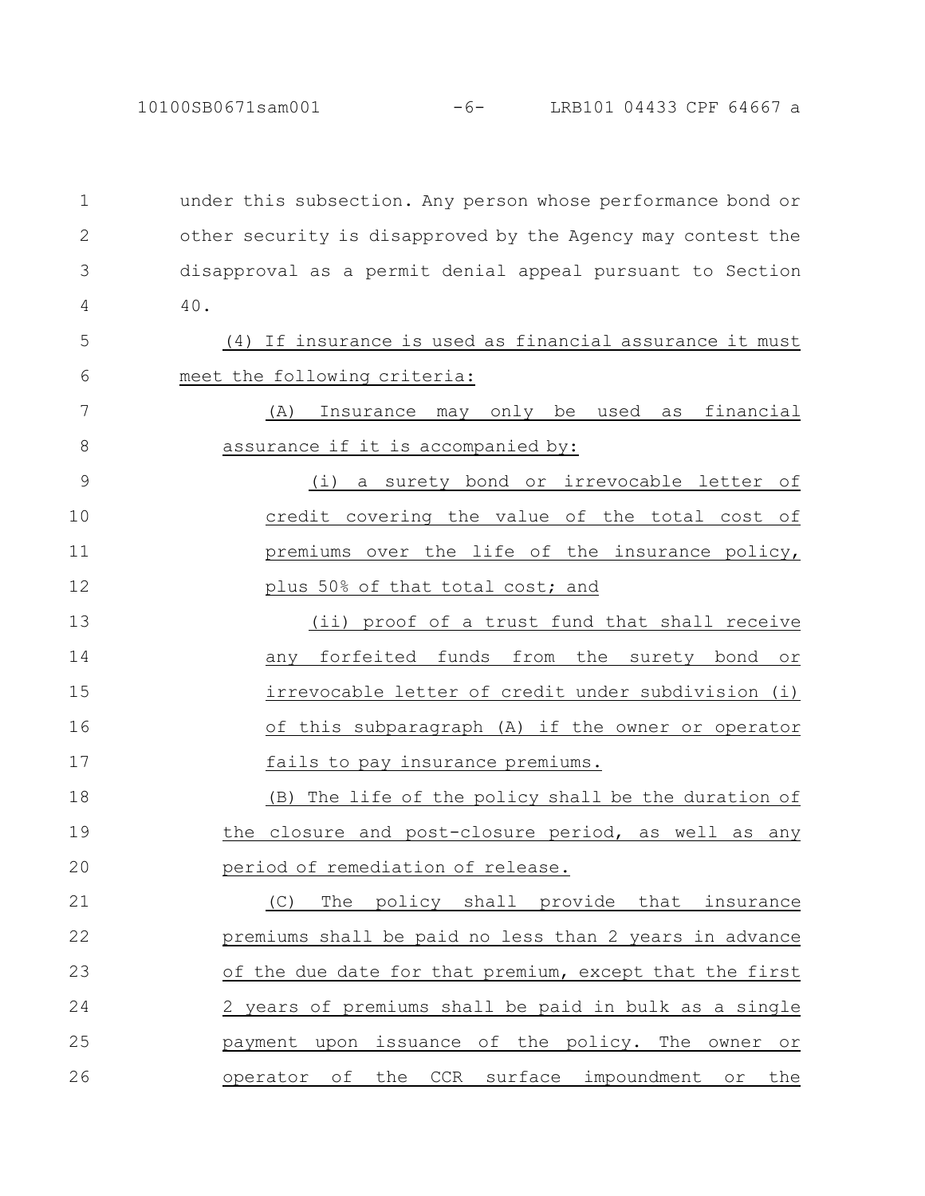under this subsection. Any person whose performance bond or other security is disapproved by the Agency may contest the disapproval as a permit denial appeal pursuant to Section 40.

(4) If insurance is used as financial assurance it must meet the following criteria:

(A) Insurance may only be used as financial assurance if it is accompanied by:

(i) a surety bond or irrevocable letter of credit covering the value of the total cost of premiums over the life of the insurance policy, plus 50% of that total cost; and

(ii) proof of a trust fund that shall receive any forfeited funds from the surety bond or irrevocable letter of credit under subdivision (i) of this subparagraph (A) if the owner or operator fails to pay insurance premiums.

(B) The life of the policy shall be the duration of the closure and post-closure period, as well as any period of remediation of release.

(C) The policy shall provide that insurance premiums shall be paid no less than 2 years in advance of the due date for that premium, except that the first 2 years of premiums shall be paid in bulk as a single payment upon issuance of the policy. The owner or operator of the CCR surface impoundment or the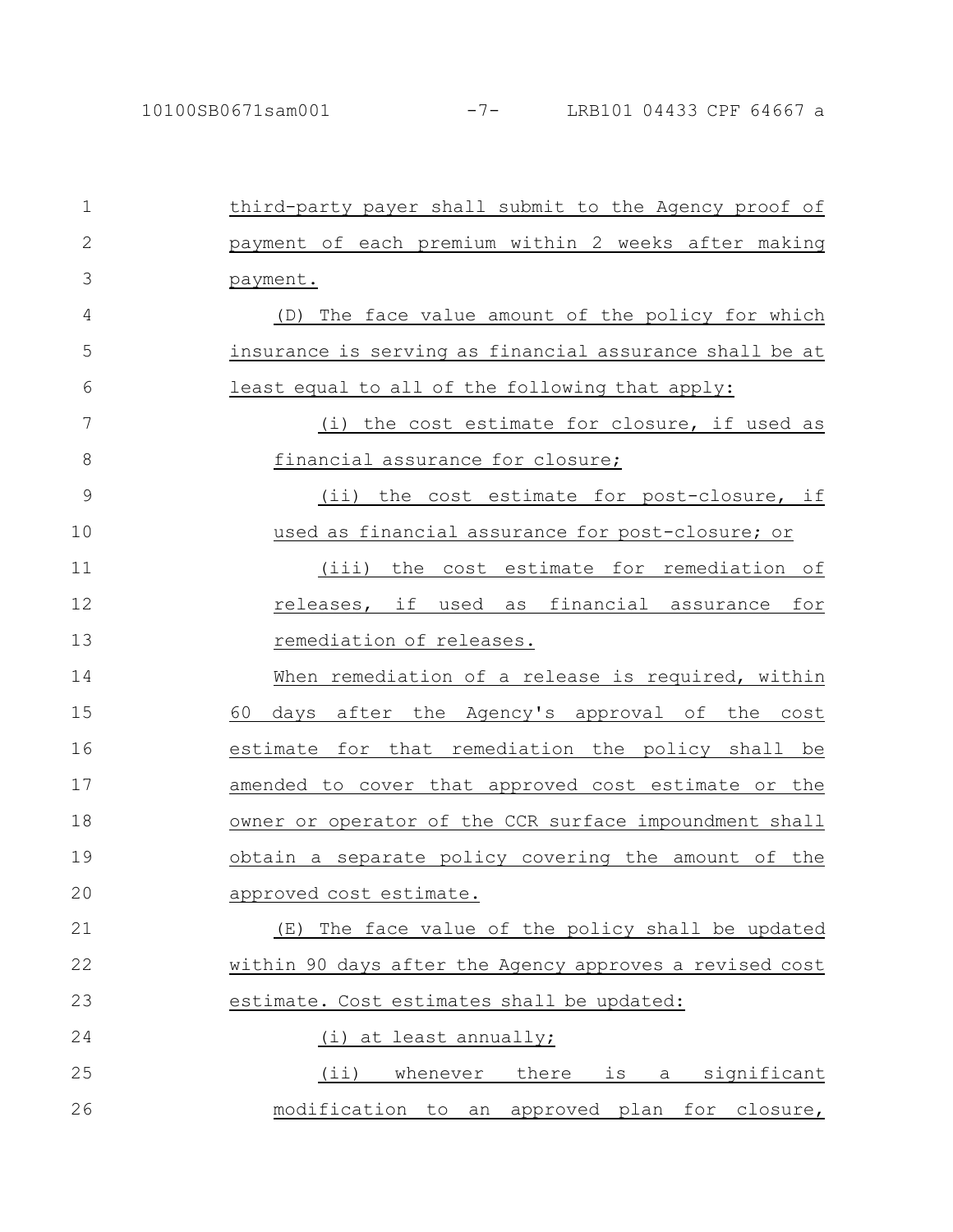third-party payer shall submit to the Agency proof of payment of each premium within 2 weeks after making payment.

(D) The face value amount of the policy for which insurance is serving as financial assurance shall be at least equal to all of the following that apply:

(i) the cost estimate for closure, if used as financial assurance for closure;

(ii) the cost estimate for post-closure, if used as financial assurance for post-closure; or

(iii) the cost estimate for remediation of releases, if used as financial assurance for remediation of releases.

When remediation of a release is required, within 60 days after the Agency's approval of the cost estimate for that remediation the policy shall be amended to cover that approved cost estimate or the owner or operator of the CCR surface impoundment shall obtain a separate policy covering the amount of the approved cost estimate.

(E) The face value of the policy shall be updated within 90 days after the Agency approves a revised cost estimate. Cost estimates shall be updated:

(i) at least annually;

(ii) whenever there is a significant modification to an approved plan for closure,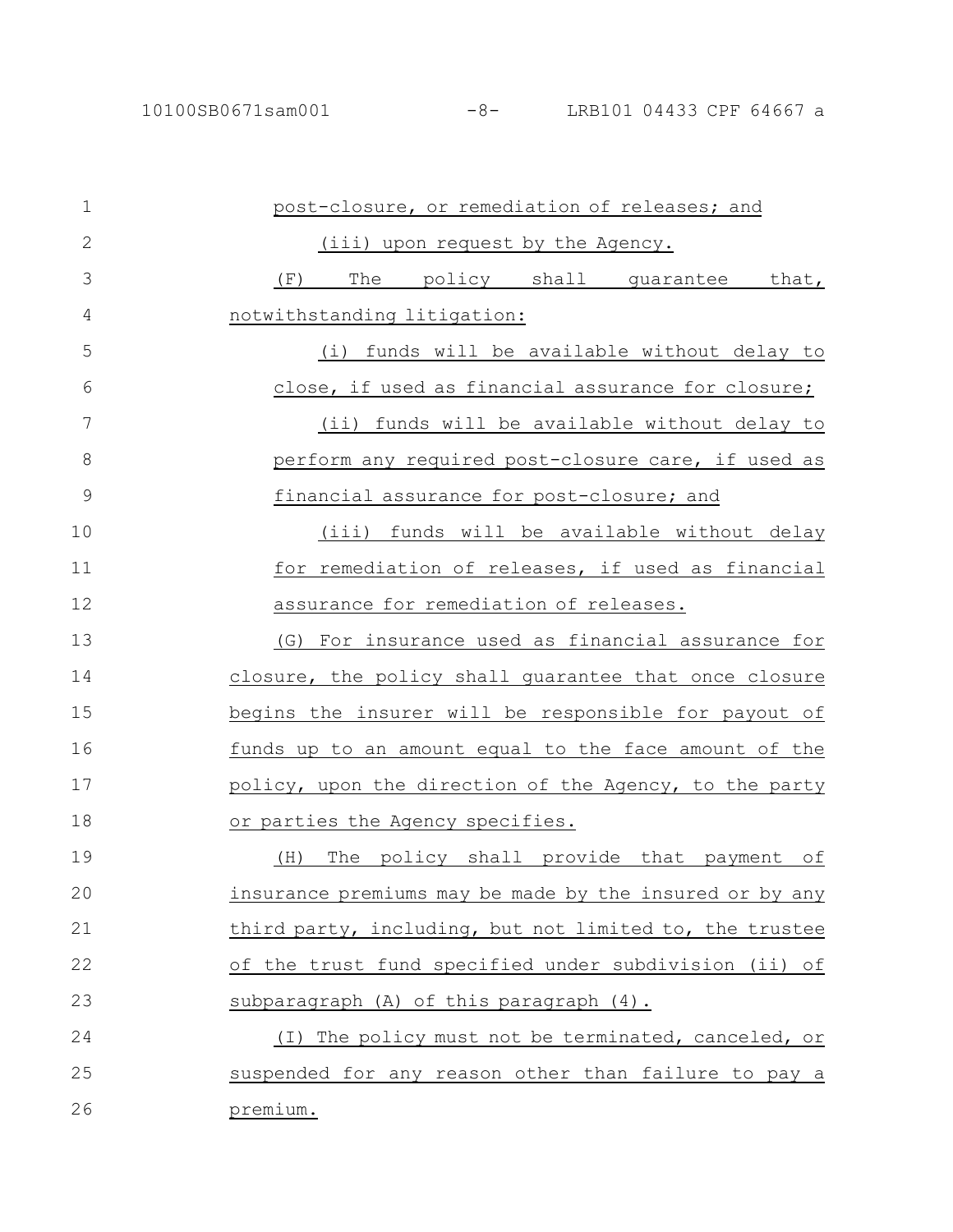post-closure, or remediation of releases; and

(iii) upon request by the Agency.

(F) The policy shall guarantee that, notwithstanding litigation:

(i) funds will be available without delay to close, if used as financial assurance for closure;

(ii) funds will be available without delay to perform any required post-closure care, if used as financial assurance for post-closure; and

(iii) funds will be available without delay for remediation of releases, if used as financial assurance for remediation of releases.

(G) For insurance used as financial assurance for closure, the policy shall guarantee that once closure begins the insurer will be responsible for payout of funds up to an amount equal to the face amount of the policy, upon the direction of the Agency, to the party or parties the Agency specifies.

(H) The policy shall provide that payment of insurance premiums may be made by the insured or by any third party, including, but not limited to, the trustee of the trust fund specified under subdivision (ii) of subparagraph (A) of this paragraph (4).

(I) The policy must not be terminated, canceled, or suspended for any reason other than failure to pay a premium.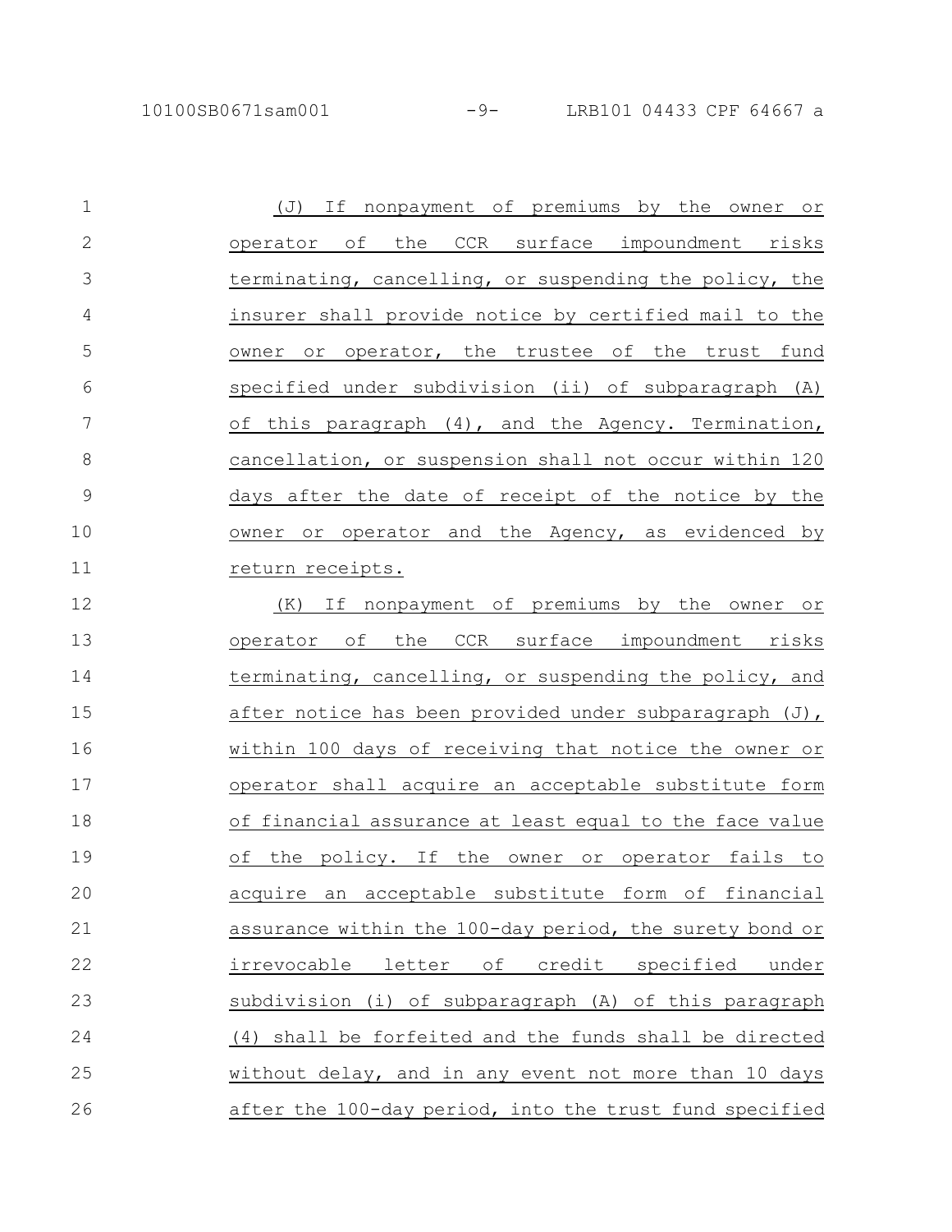(J) If nonpayment of premiums by the owner or operator of the CCR surface impoundment risks terminating, cancelling, or suspending the policy, the insurer shall provide notice by certified mail to the owner or operator, the trustee of the trust fund specified under subdivision (ii) of subparagraph (A) of this paragraph (4), and the Agency. Termination, cancellation, or suspension shall not occur within 120 days after the date of receipt of the notice by the owner or operator and the Agency, as evidenced by return receipts.

(K) If nonpayment of premiums by the owner or operator of the CCR surface impoundment risks terminating, cancelling, or suspending the policy, and after notice has been provided under subparagraph (J), within 100 days of receiving that notice the owner or operator shall acquire an acceptable substitute form of financial assurance at least equal to the face value of the policy. If the owner or operator fails to acquire an acceptable substitute form of financial assurance within the 100-day period, the surety bond or irrevocable letter of credit specified under subdivision (i) of subparagraph (A) of this paragraph (4) shall be forfeited and the funds shall be directed without delay, and in any event not more than 10 days after the 100-day period, into the trust fund specified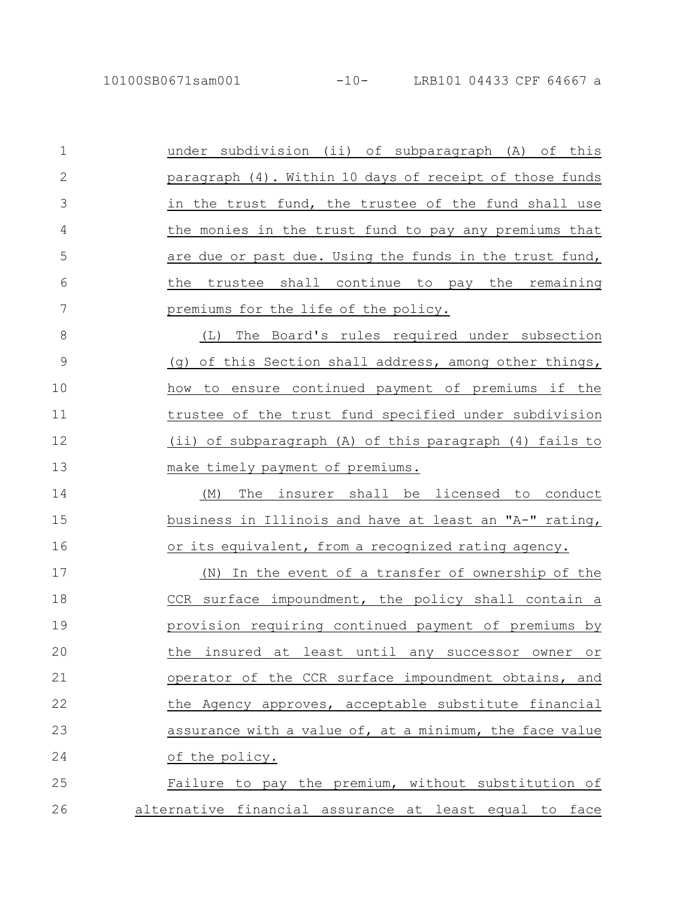under subdivision (ii) of subparagraph (A) of this paragraph (4). Within 10 days of receipt of those funds in the trust fund, the trustee of the fund shall use the monies in the trust fund to pay any premiums that are due or past due. Using the funds in the trust fund, the trustee shall continue to pay the remaining premiums for the life of the policy.

(L) The Board's rules required under subsection (g) of this Section shall address, among other things, how to ensure continued payment of premiums if the trustee of the trust fund specified under subdivision (ii) of subparagraph (A) of this paragraph (4) fails to make timely payment of premiums.

(M) The insurer shall be licensed to conduct business in Illinois and have at least an "A-" rating, or its equivalent, from a recognized rating agency.

(N) In the event of a transfer of ownership of the CCR surface impoundment, the policy shall contain a provision requiring continued payment of premiums by the insured at least until any successor owner or operator of the CCR surface impoundment obtains, and the Agency approves, acceptable substitute financial assurance with a value of, at a minimum, the face value of the policy.

Failure to pay the premium, without substitution of alternative financial assurance at least equal to face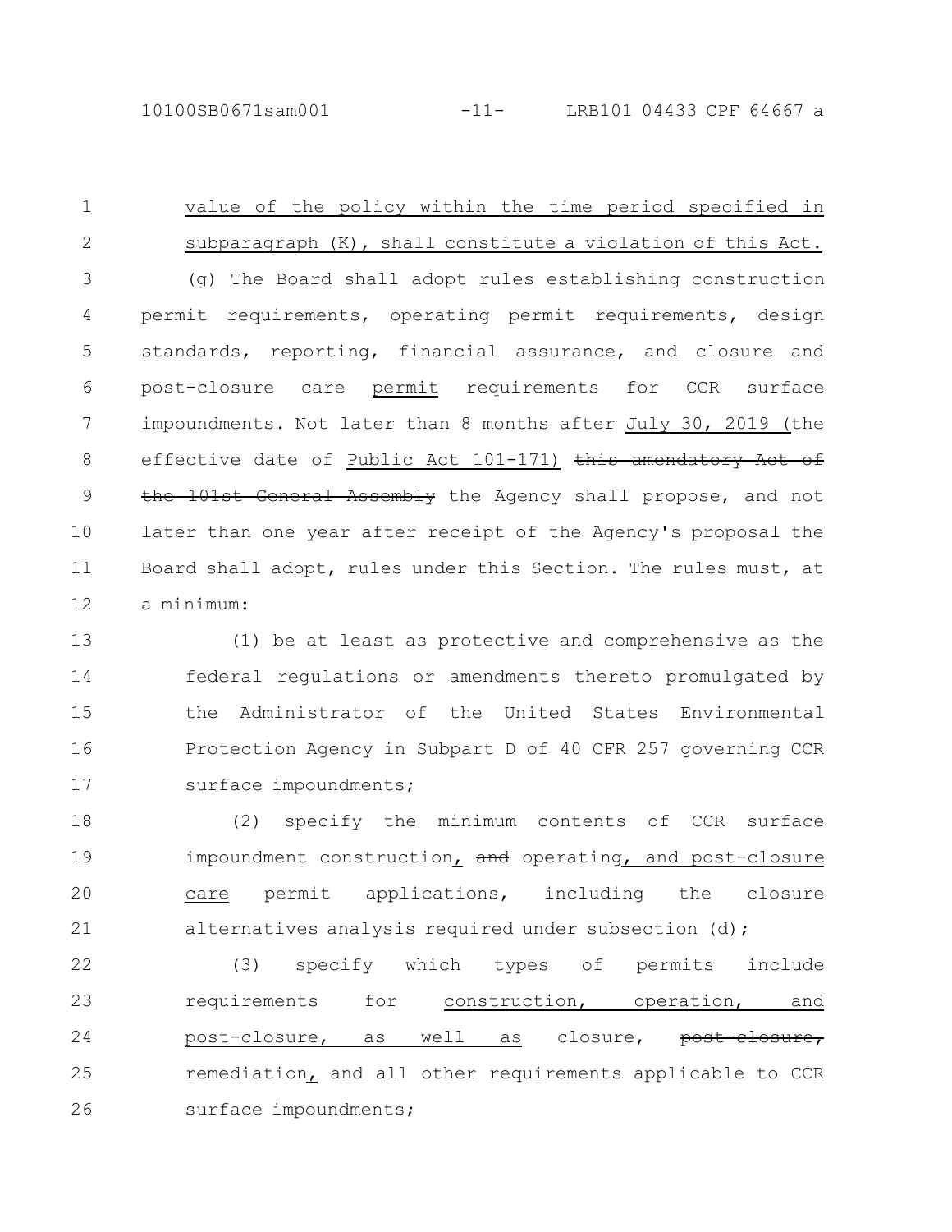value of the policy within the time period specified in subparagraph (K), shall constitute a violation of this Act.

(g) The Board shall adopt rules establishing construction permit requirements, operating permit requirements, design standards, reporting, financial assurance, and closure and post-closure care permit requirements for CCR surface impoundments. Not later than 8 months after July 30, 2019 (the effective date of Public Act 101-171) ~~this amendatory Act of the 101st General Assembly~~ the Agency shall propose, and not later than one year after receipt of the Agency's proposal the Board shall adopt, rules under this Section. The rules must, at a minimum:

(1) be at least as protective and comprehensive as the federal regulations or amendments thereto promulgated by the Administrator of the United States Environmental Protection Agency in Subpart D of 40 CFR 257 governing CCR surface impoundments;

(2) specify the minimum contents of CCR surface impoundment construction, ~~and~~ operating, and post-closure care permit applications, including the closure alternatives analysis required under subsection (d);

(3) specify which types of permits include requirements for construction, operation, and post-closure, as well as closure, ~~post-closure,~~ remediation, and all other requirements applicable to CCR surface impoundments;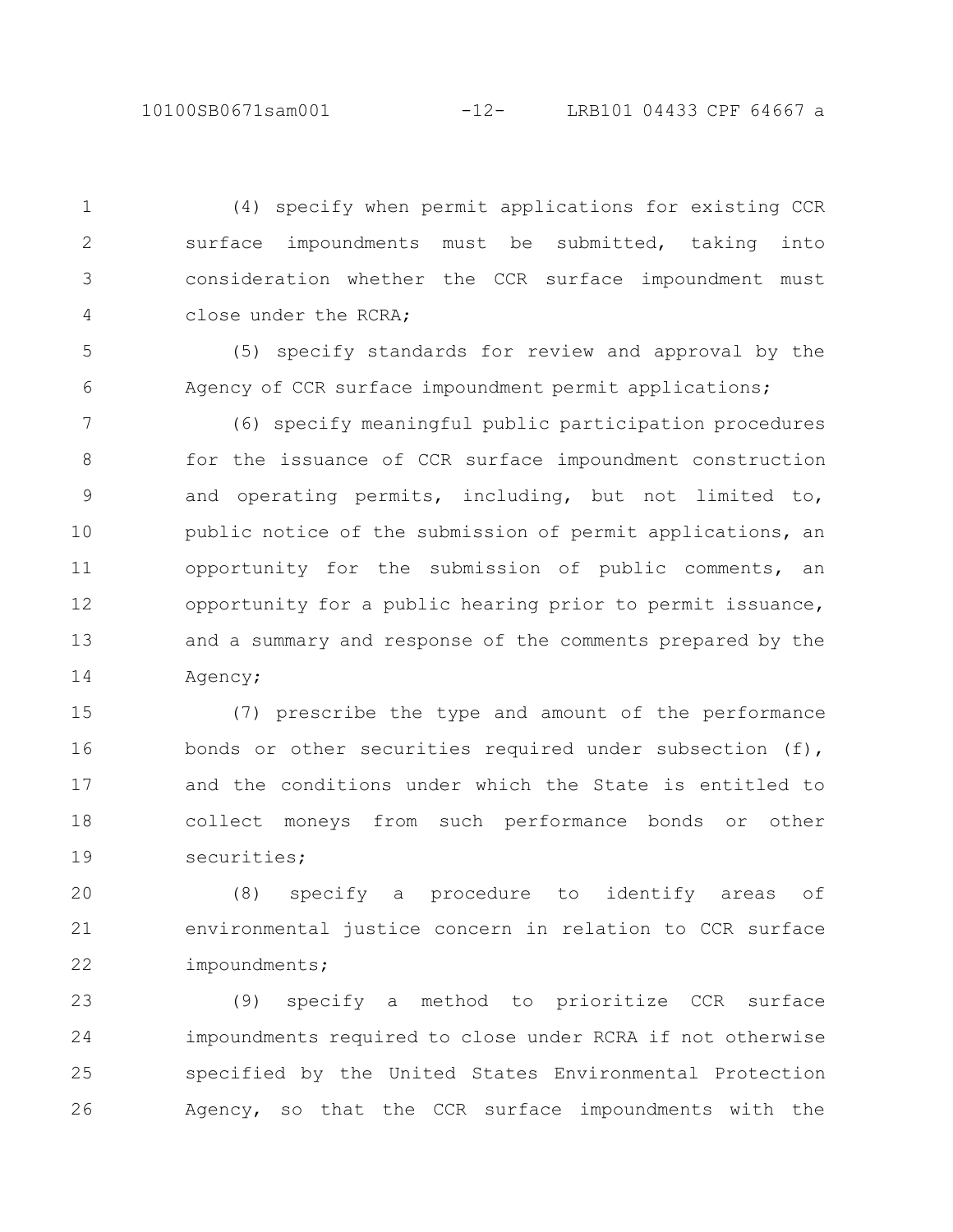(4) specify when permit applications for existing CCR surface impoundments must be submitted, taking into consideration whether the CCR surface impoundment must close under the RCRA;

(5) specify standards for review and approval by the Agency of CCR surface impoundment permit applications;

(6) specify meaningful public participation procedures for the issuance of CCR surface impoundment construction and operating permits, including, but not limited to, public notice of the submission of permit applications, an opportunity for the submission of public comments, an opportunity for a public hearing prior to permit issuance, and a summary and response of the comments prepared by the Agency;

(7) prescribe the type and amount of the performance bonds or other securities required under subsection (f), and the conditions under which the State is entitled to collect moneys from such performance bonds or other securities;

(8) specify a procedure to identify areas of environmental justice concern in relation to CCR surface impoundments;

(9) specify a method to prioritize CCR surface impoundments required to close under RCRA if not otherwise specified by the United States Environmental Protection Agency, so that the CCR surface impoundments with the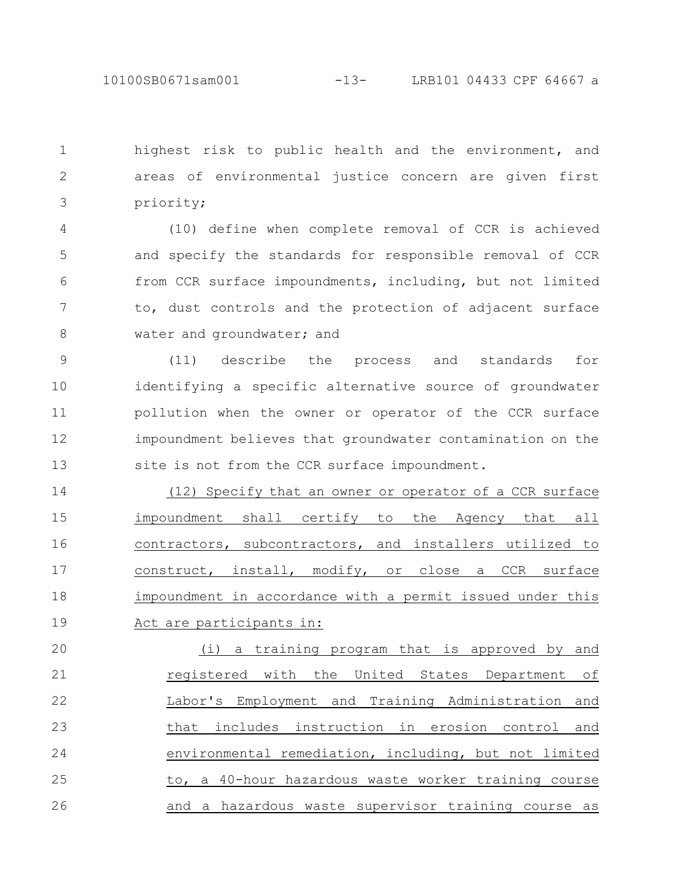highest risk to public health and the environment, and areas of environmental justice concern are given first priority;

(10) define when complete removal of CCR is achieved and specify the standards for responsible removal of CCR from CCR surface impoundments, including, but not limited to, dust controls and the protection of adjacent surface water and groundwater; and

(11) describe the process and standards for identifying a specific alternative source of groundwater pollution when the owner or operator of the CCR surface impoundment believes that groundwater contamination on the site is not from the CCR surface impoundment.

(12) Specify that an owner or operator of a CCR surface impoundment shall certify to the Agency that all contractors, subcontractors, and installers utilized to construct, install, modify, or close a CCR surface impoundment in accordance with a permit issued under this Act are participants in:

(i) a training program that is approved by and registered with the United States Department of Labor's Employment and Training Administration and that includes instruction in erosion control and environmental remediation, including, but not limited to, a 40-hour hazardous waste worker training course and a hazardous waste supervisor training course as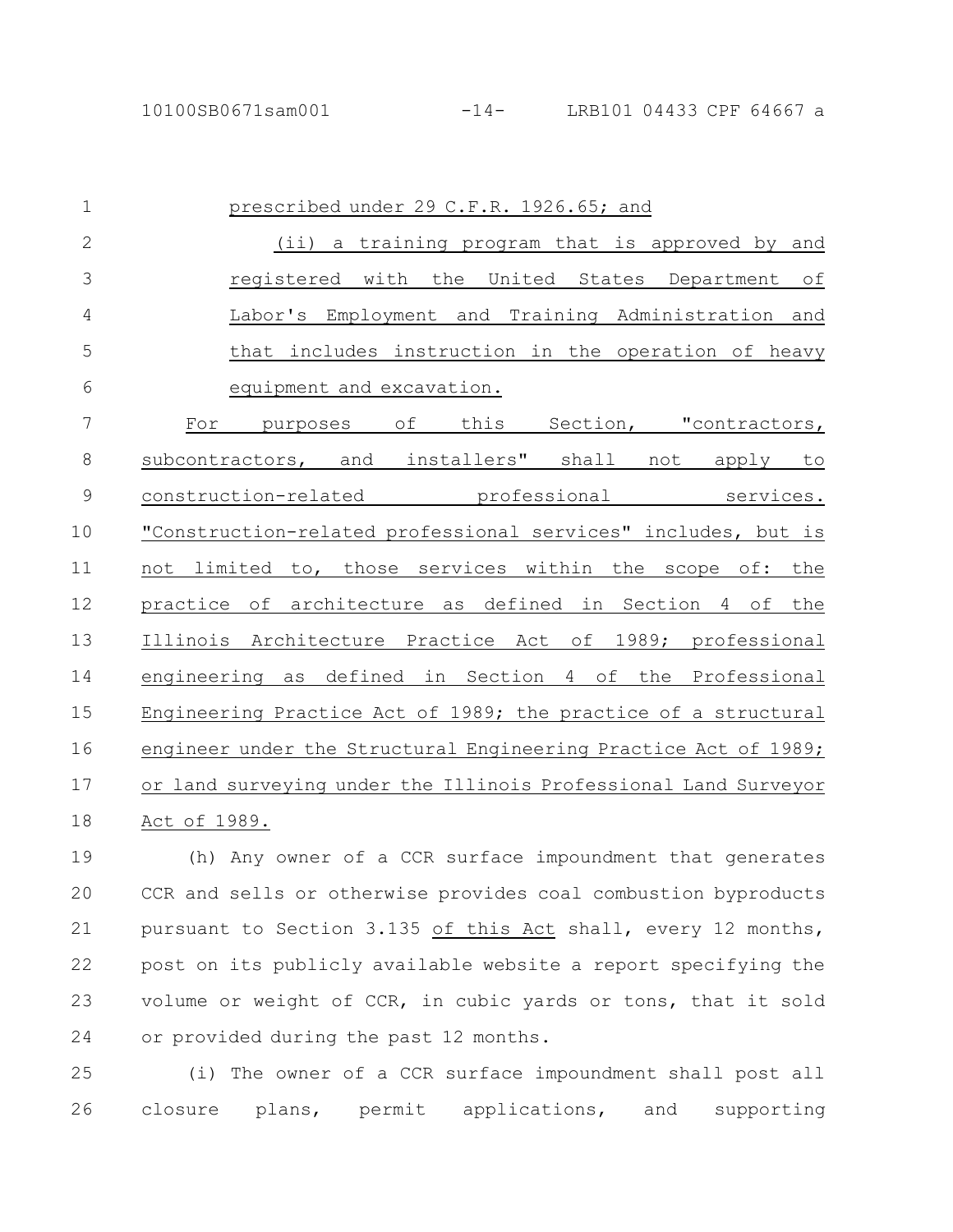prescribed under 29 C.F.R. 1926.65; and

(ii) a training program that is approved by and registered with the United States Department of Labor's Employment and Training Administration and that includes instruction in the operation of heavy equipment and excavation.

For purposes of this Section, "contractors, subcontractors, and installers" shall not apply to construction-related professional services. "Construction-related professional services" includes, but is not limited to, those services within the scope of: the practice of architecture as defined in Section 4 of the Illinois Architecture Practice Act of 1989; professional engineering as defined in Section 4 of the Professional Engineering Practice Act of 1989; the practice of a structural engineer under the Structural Engineering Practice Act of 1989; or land surveying under the Illinois Professional Land Surveyor Act of 1989.

(h) Any owner of a CCR surface impoundment that generates CCR and sells or otherwise provides coal combustion byproducts pursuant to Section 3.135 of this Act shall, every 12 months, post on its publicly available website a report specifying the volume or weight of CCR, in cubic yards or tons, that it sold or provided during the past 12 months.

(i) The owner of a CCR surface impoundment shall post all closure plans, permit applications, and supporting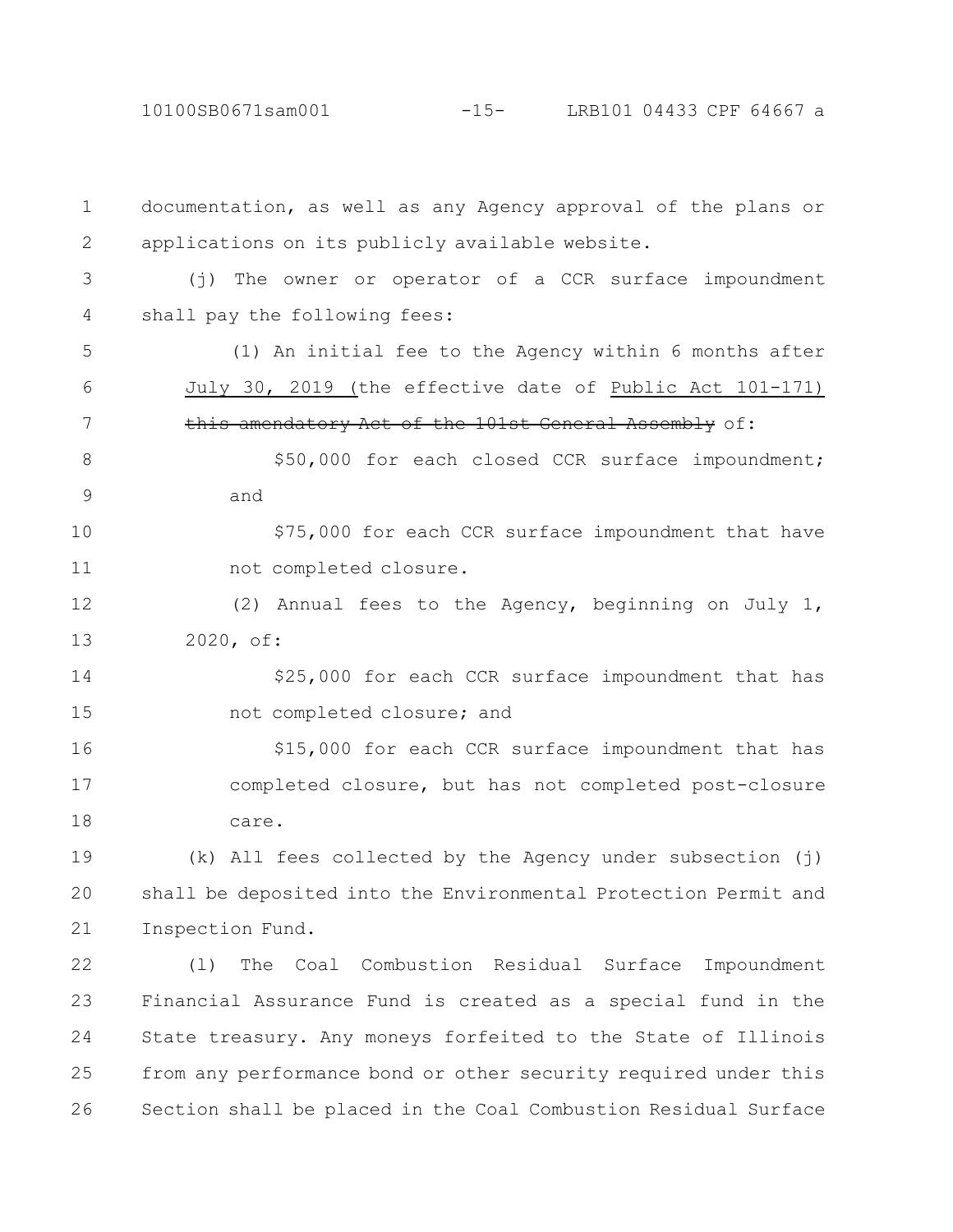documentation, as well as any Agency approval of the plans or applications on its publicly available website.

(j) The owner or operator of a CCR surface impoundment shall pay the following fees:

(1) An initial fee to the Agency within 6 months after July 30, 2019 (the effective date of Public Act 101-171) ~~this amendatory Act of the 101st General Assembly~~ of:

$50,000 for each closed CCR surface impoundment; and

$75,000 for each CCR surface impoundment that have not completed closure.

(2) Annual fees to the Agency, beginning on July 1, 2020, of:

$25,000 for each CCR surface impoundment that has not completed closure; and

$15,000 for each CCR surface impoundment that has completed closure, but has not completed post-closure care.

(k) All fees collected by the Agency under subsection (j) shall be deposited into the Environmental Protection Permit and Inspection Fund.

(l) The Coal Combustion Residual Surface Impoundment Financial Assurance Fund is created as a special fund in the State treasury. Any moneys forfeited to the State of Illinois from any performance bond or other security required under this Section shall be placed in the Coal Combustion Residual Surface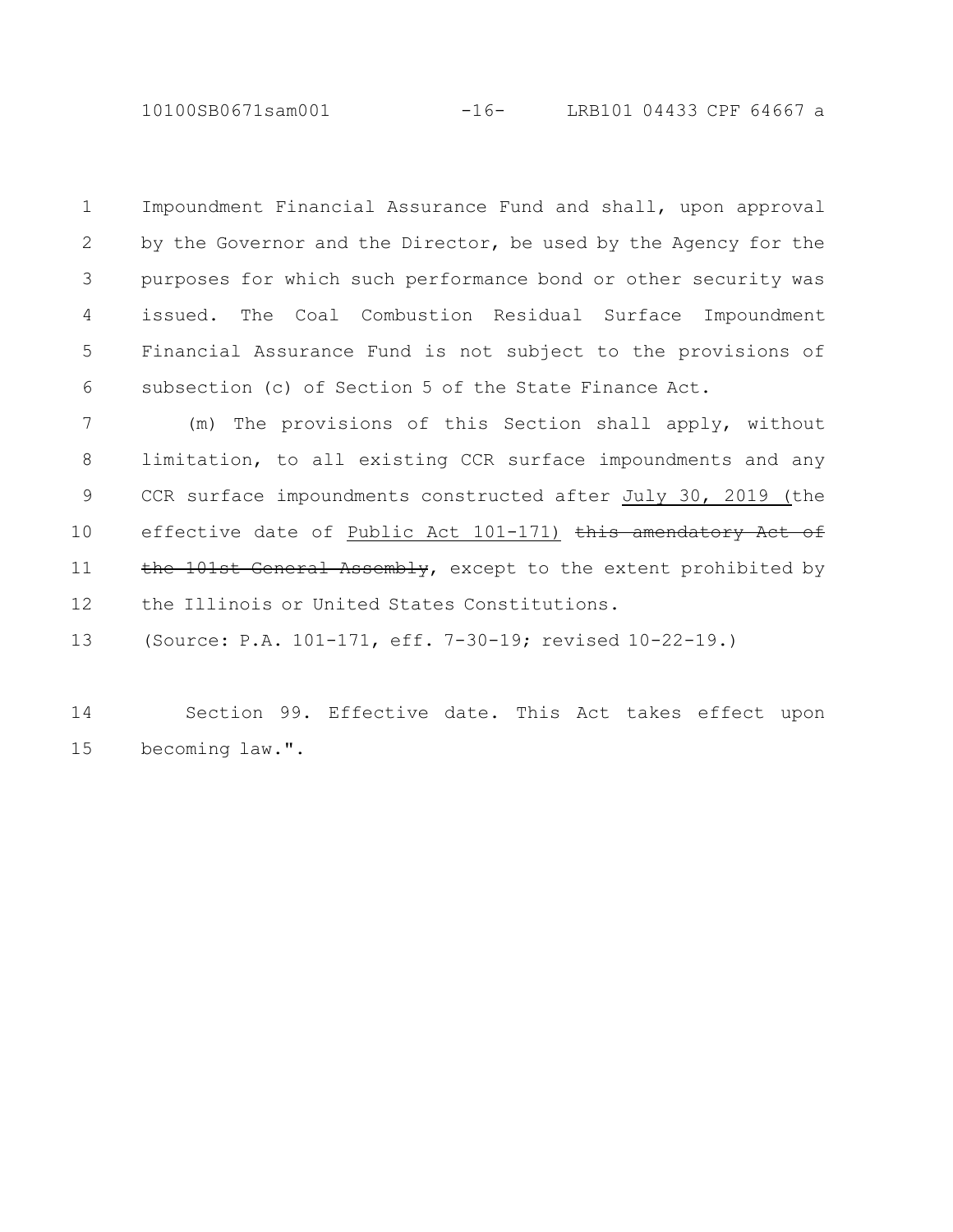Impoundment Financial Assurance Fund and shall, upon approval by the Governor and the Director, be used by the Agency for the purposes for which such performance bond or other security was issued. The Coal Combustion Residual Surface Impoundment Financial Assurance Fund is not subject to the provisions of subsection (c) of Section 5 of the State Finance Act.

(m) The provisions of this Section shall apply, without limitation, to all existing CCR surface impoundments and any CCR surface impoundments constructed after <u>July 30, 2019 (</u>the effective date of <u>Public Act 101-171)</u> ~~this amendatory Act of the 101st General Assembly~~, except to the extent prohibited by the Illinois or United States Constitutions.

(Source: P.A. 101-171, eff. 7-30-19; revised 10-22-19.)

Section 99. Effective date. This Act takes effect upon becoming law.".